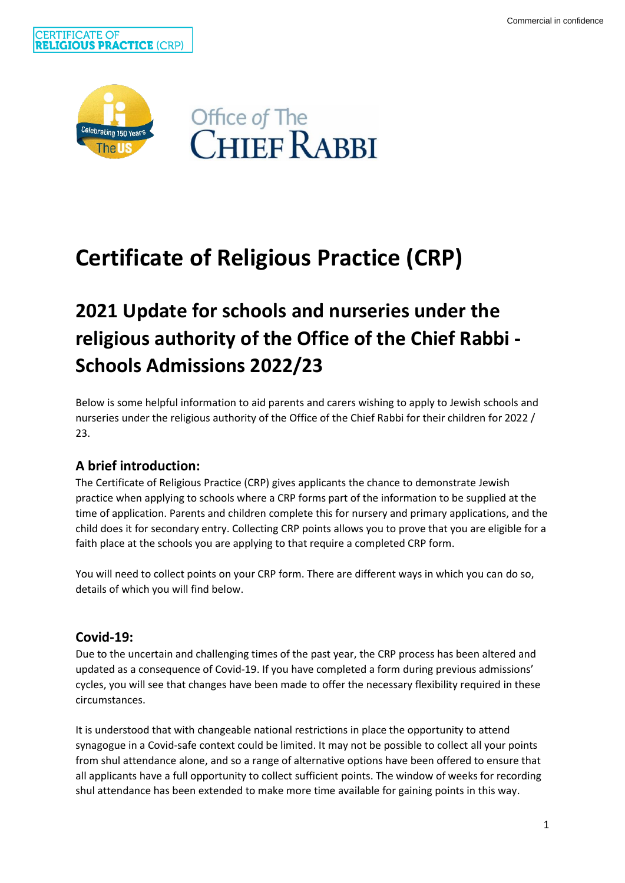# Certificate of Religious Practice (CRP)

## 2021 Update for schools and nurseries under the religious authority of the Office of the Chief Rabbi - Schools Admissions 2022/23

Below is some helpful information to aid parents and carers wishing to apply to Jewish schools and nurseries under the religious authority of the Office of the Chief Rabbi for their children for 2022 / 23.

### A brief introduction:

The Certificate of Religious Practice (CRP) gives applicants the chance to demonstrate Jewish practice when applying to schools where a CRP forms part of the information to be supplied at the time of application. Parents and children complete this for nursery and primary applications, and the child does it for secondary entry. Collecting CRP points allows you to prove that you are eligible for a faith place at the schools you are applying to that require a completed CRP form.

You will need to collect points on your CRP form. There are different ways in which you can do so, details of which you will find below.

### Covid-19:

Due to the uncertain and challenging times of the past year, the CRP process has been altered and updated as a consequence of Covid-19. If you have completed a form during previous admissions' cycles, you will see that changes have been made to offer the necessary flexibility required in these circumstances.

It is understood that with changeable national restrictions in place the opportunity to attend synagogue in a Covid-safe context could be limited. It may not be possible to collect all your points from shul attendance alone, and so a range of alternative options have been offered to ensure that all applicants have a full opportunity to collect sufficient points. The window of weeks for recording shul attendance has been extended to make more time available for gaining points in this way.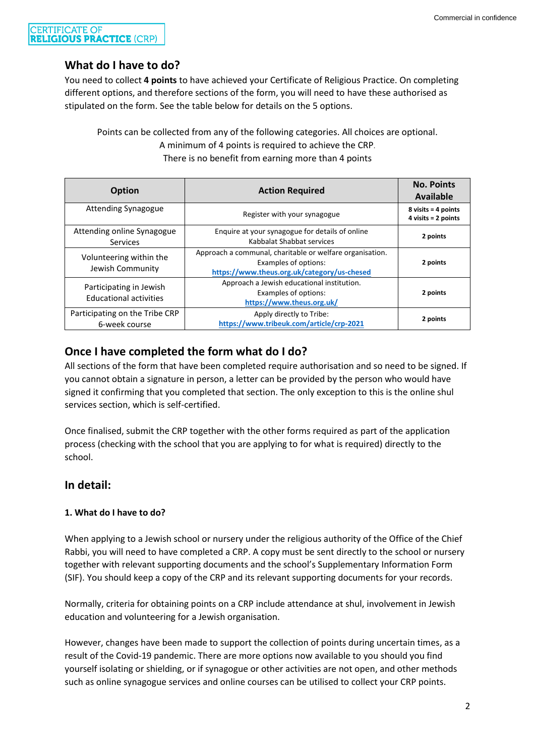## What do I have to do?

You need to collect **4 points** to have achieved your Certificate of Religious Practice. On completing different options, and therefore sections of the form, you will need to have these authorised as stipulated on the form. See the table below for details on the 5 options.

Points can be collected from any of the following categories. All choices are optional.
A minimum of 4 points is required to achieve the CRP.
There is no benefit from earning more than 4 points

| Option | Action Required | No. Points Available |
|---|---|---|
| Attending Synagogue | Register with your synagogue | **8 visits = 4 points**<br>**4 visits = 2 points** |
| Attending online Synagogue Services | Enquire at your synagogue for details of online Kabbalat Shabbat services | **2 points** |
| Volunteering within the Jewish Community | Approach a communal, charitable or welfare organisation. Examples of options: **https://www.theus.org.uk/category/us-chesed** | **2 points** |
| Participating in Jewish Educational activities | Approach a Jewish educational institution. Examples of options: **https://www.theus.org.uk/** | **2 points** |
| Participating on the Tribe CRP 6-week course | Apply directly to Tribe: **https://www.tribeuk.com/article/crp-2021** | **2 points** |

## Once I have completed the form what do I do?

All sections of the form that have been completed require authorisation and so need to be signed. If you cannot obtain a signature in person, a letter can be provided by the person who would have signed it confirming that you completed that section. The only exception to this is the online shul services section, which is self-certified.

Once finalised, submit the CRP together with the other forms required as part of the application process (checking with the school that you are applying to for what is required) directly to the school.

## In detail:

**1. What do I have to do?**

When applying to a Jewish school or nursery under the religious authority of the Office of the Chief Rabbi, you will need to have completed a CRP. A copy must be sent directly to the school or nursery together with relevant supporting documents and the school's Supplementary Information Form (SIF). You should keep a copy of the CRP and its relevant supporting documents for your records.

Normally, criteria for obtaining points on a CRP include attendance at shul, involvement in Jewish education and volunteering for a Jewish organisation.

However, changes have been made to support the collection of points during uncertain times, as a result of the Covid-19 pandemic. There are more options now available to you should you find yourself isolating or shielding, or if synagogue or other activities are not open, and other methods such as online synagogue services and online courses can be utilised to collect your CRP points.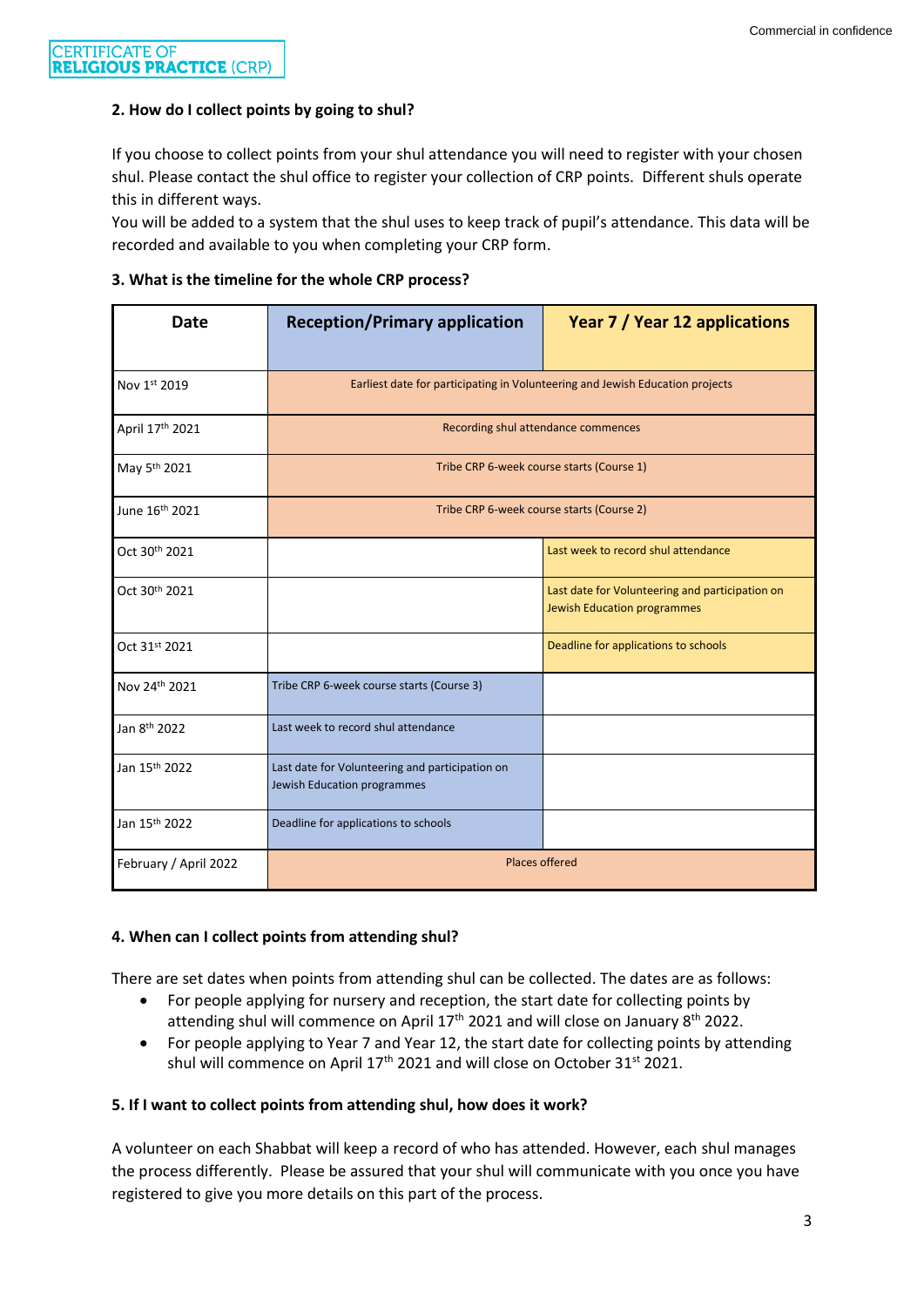### 2. How do I collect points by going to shul?

If you choose to collect points from your shul attendance you will need to register with your chosen shul. Please contact the shul office to register your collection of CRP points. Different shuls operate this in different ways.
You will be added to a system that the shul uses to keep track of pupil's attendance. This data will be recorded and available to you when completing your CRP form.

### 3. What is the timeline for the whole CRP process?

| Date | Reception/Primary application | Year 7 / Year 12 applications |
|---|---|---|
| Nov 1st 2019 | Earliest date for participating in Volunteering and Jewish Education projects | |
| April 17th 2021 | Recording shul attendance commences | |
| May 5th 2021 | Tribe CRP 6-week course starts (Course 1) | |
| June 16th 2021 | Tribe CRP 6-week course starts (Course 2) | |
| Oct 30th 2021 | | Last week to record shul attendance |
| Oct 30th 2021 | | Last date for Volunteering and participation on Jewish Education programmes |
| Oct 31st 2021 | | Deadline for applications to schools |
| Nov 24th 2021 | Tribe CRP 6-week course starts (Course 3) | |
| Jan 8th 2022 | Last week to record shul attendance | |
| Jan 15th 2022 | Last date for Volunteering and participation on Jewish Education programmes | |
| Jan 15th 2022 | Deadline for applications to schools | |
| February / April 2022 | Places offered | |

### 4. When can I collect points from attending shul?

There are set dates when points from attending shul can be collected. The dates are as follows:

- For people applying for nursery and reception, the start date for collecting points by attending shul will commence on April 17th 2021 and will close on January 8th 2022.
- For people applying to Year 7 and Year 12, the start date for collecting points by attending shul will commence on April 17th 2021 and will close on October 31st 2021.

### 5. If I want to collect points from attending shul, how does it work?

A volunteer on each Shabbat will keep a record of who has attended. However, each shul manages the process differently. Please be assured that your shul will communicate with you once you have registered to give you more details on this part of the process.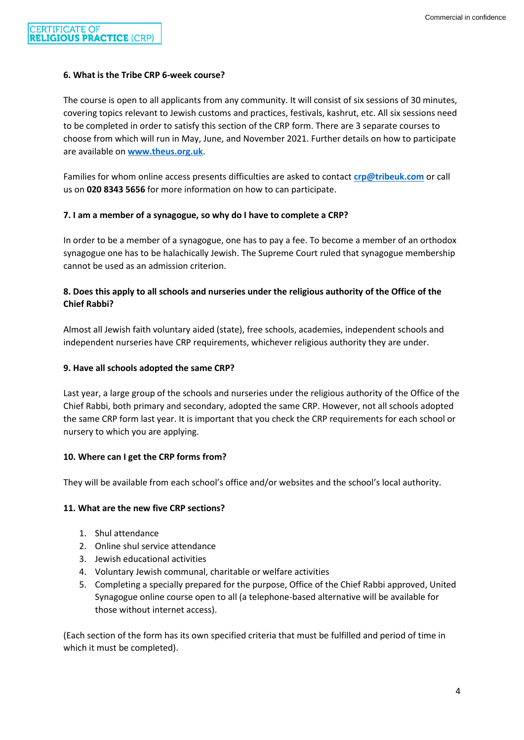#### 6. What is the Tribe CRP 6-week course?

The course is open to all applicants from any community. It will consist of six sessions of 30 minutes, covering topics relevant to Jewish customs and practices, festivals, kashrut, etc. All six sessions need to be completed in order to satisfy this section of the CRP form. There are 3 separate courses to choose from which will run in May, June, and November 2021. Further details on how to participate are available on **www.theus.org.uk**.

Families for whom online access presents difficulties are asked to contact **crp@tribeuk.com** or call us on **020 8343 5656** for more information on how to can participate.

#### 7. I am a member of a synagogue, so why do I have to complete a CRP?

In order to be a member of a synagogue, one has to pay a fee. To become a member of an orthodox synagogue one has to be halachically Jewish. The Supreme Court ruled that synagogue membership cannot be used as an admission criterion.

#### 8. Does this apply to all schools and nurseries under the religious authority of the Office of the Chief Rabbi?

Almost all Jewish faith voluntary aided (state), free schools, academies, independent schools and independent nurseries have CRP requirements, whichever religious authority they are under.

#### 9. Have all schools adopted the same CRP?

Last year, a large group of the schools and nurseries under the religious authority of the Office of the Chief Rabbi, both primary and secondary, adopted the same CRP. However, not all schools adopted the same CRP form last year. It is important that you check the CRP requirements for each school or nursery to which you are applying.

#### 10. Where can I get the CRP forms from?

They will be available from each school's office and/or websites and the school's local authority.

#### 11. What are the new five CRP sections?

1. Shul attendance
2. Online shul service attendance
3. Jewish educational activities
4. Voluntary Jewish communal, charitable or welfare activities
5. Completing a specially prepared for the purpose, Office of the Chief Rabbi approved, United Synagogue online course open to all (a telephone-based alternative will be available for those without internet access).

(Each section of the form has its own specified criteria that must be fulfilled and period of time in which it must be completed).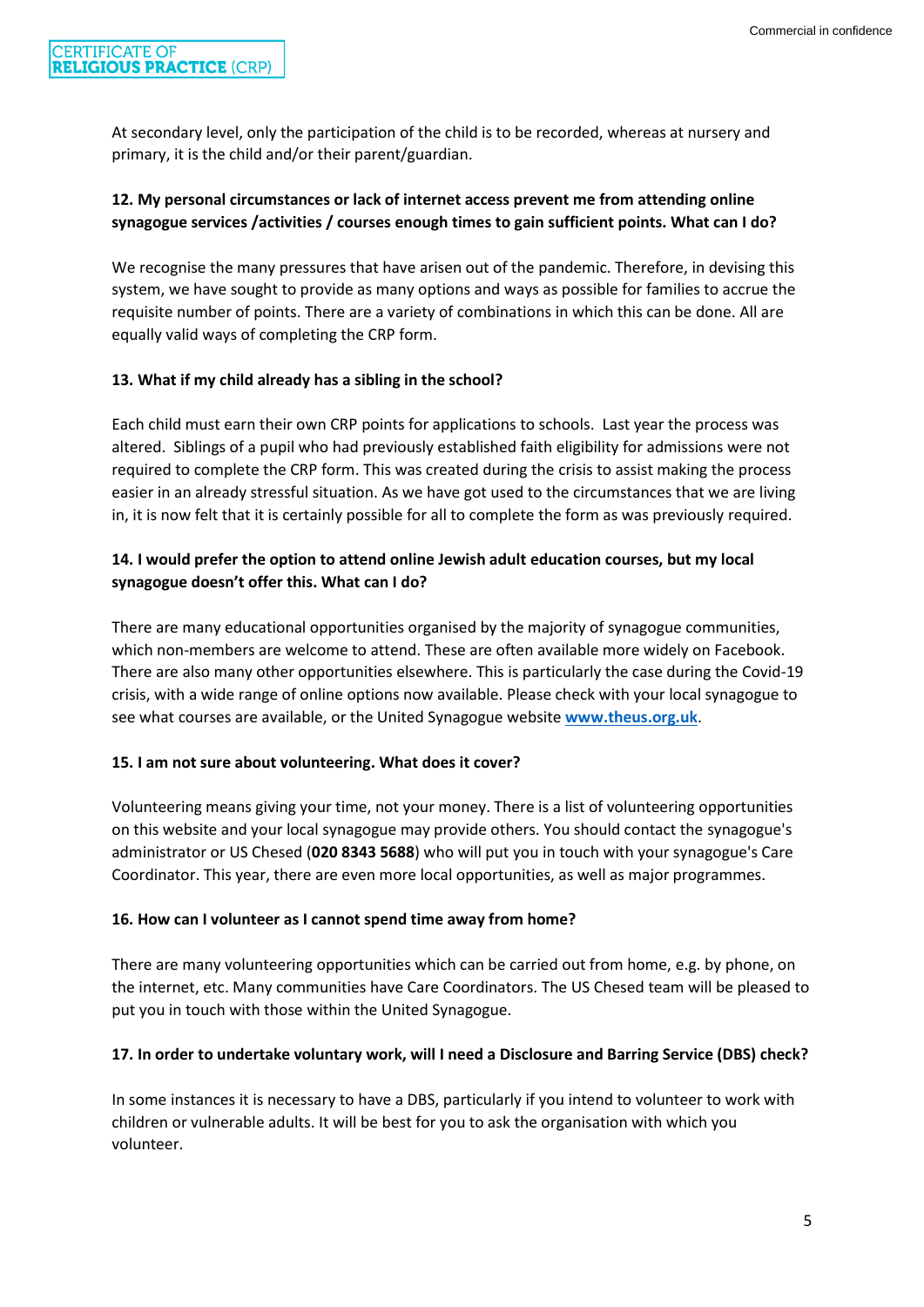At secondary level, only the participation of the child is to be recorded, whereas at nursery and primary, it is the child and/or their parent/guardian.

**12. My personal circumstances or lack of internet access prevent me from attending online synagogue services /activities / courses enough times to gain sufficient points. What can I do?**

We recognise the many pressures that have arisen out of the pandemic. Therefore, in devising this system, we have sought to provide as many options and ways as possible for families to accrue the requisite number of points. There are a variety of combinations in which this can be done. All are equally valid ways of completing the CRP form.

**13. What if my child already has a sibling in the school?**

Each child must earn their own CRP points for applications to schools. Last year the process was altered. Siblings of a pupil who had previously established faith eligibility for admissions were not required to complete the CRP form. This was created during the crisis to assist making the process easier in an already stressful situation. As we have got used to the circumstances that we are living in, it is now felt that it is certainly possible for all to complete the form as was previously required.

**14. I would prefer the option to attend online Jewish adult education courses, but my local synagogue doesn't offer this. What can I do?**

There are many educational opportunities organised by the majority of synagogue communities, which non-members are welcome to attend. These are often available more widely on Facebook. There are also many other opportunities elsewhere. This is particularly the case during the Covid-19 crisis, with a wide range of online options now available. Please check with your local synagogue to see what courses are available, or the United Synagogue website **www.theus.org.uk**.

**15. I am not sure about volunteering. What does it cover?**

Volunteering means giving your time, not your money. There is a list of volunteering opportunities on this website and your local synagogue may provide others. You should contact the synagogue's administrator or US Chesed (**020 8343 5688**) who will put you in touch with your synagogue's Care Coordinator. This year, there are even more local opportunities, as well as major programmes.

**16. How can I volunteer as I cannot spend time away from home?**

There are many volunteering opportunities which can be carried out from home, e.g. by phone, on the internet, etc. Many communities have Care Coordinators. The US Chesed team will be pleased to put you in touch with those within the United Synagogue.

**17. In order to undertake voluntary work, will I need a Disclosure and Barring Service (DBS) check?**

In some instances it is necessary to have a DBS, particularly if you intend to volunteer to work with children or vulnerable adults. It will be best for you to ask the organisation with which you volunteer.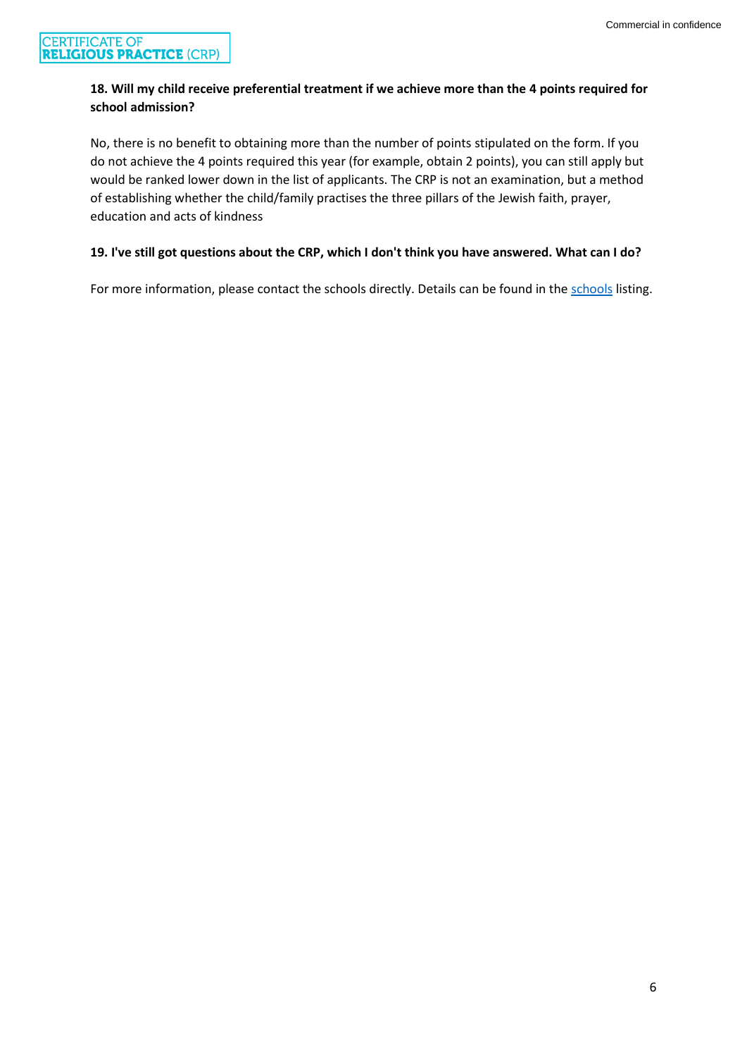**18. Will my child receive preferential treatment if we achieve more than the 4 points required for school admission?**

No, there is no benefit to obtaining more than the number of points stipulated on the form. If you do not achieve the 4 points required this year (for example, obtain 2 points), you can still apply but would be ranked lower down in the list of applicants. The CRP is not an examination, but a method of establishing whether the child/family practises the three pillars of the Jewish faith, prayer, education and acts of kindness

**19. I've still got questions about the CRP, which I don't think you have answered. What can I do?**

For more information, please contact the schools directly. Details can be found in the schools listing.